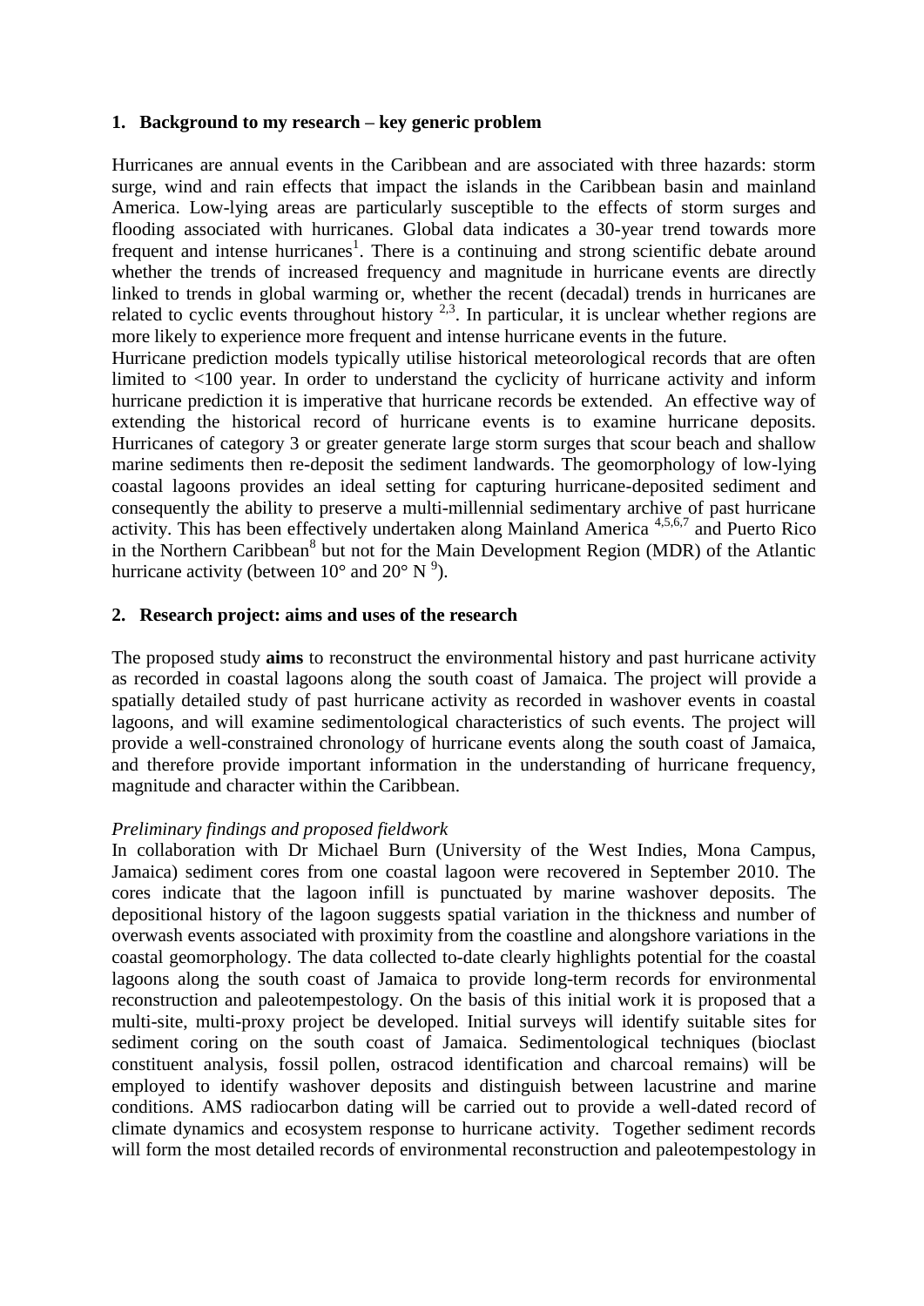## 1. Background to my research – key generic problem

Hurricanes are annual events in the Caribbean and are associated with three hazards: storm surge, wind and rain effects that impact the islands in the Caribbean basin and mainland America. Low-lying areas are particularly susceptible to the effects of storm surges and flooding associated with hurricanes. Global data indicates a 30-year trend towards more frequent and intense hurricanes[1]. There is a continuing and strong scientific debate around whether the trends of increased frequency and magnitude in hurricane events are directly linked to trends in global warming or, whether the recent (decadal) trends in hurricanes are related to cyclic events throughout history [2,3]. In particular, it is unclear whether regions are more likely to experience more frequent and intense hurricane events in the future.

Hurricane prediction models typically utilise historical meteorological records that are often limited to <100 year. In order to understand the cyclicity of hurricane activity and inform hurricane prediction it is imperative that hurricane records be extended. An effective way of extending the historical record of hurricane events is to examine hurricane deposits. Hurricanes of category 3 or greater generate large storm surges that scour beach and shallow marine sediments then re-deposit the sediment landwards. The geomorphology of low-lying coastal lagoons provides an ideal setting for capturing hurricane-deposited sediment and consequently the ability to preserve a multi-millennial sedimentary archive of past hurricane activity. This has been effectively undertaken along Mainland America [4,5,6,7] and Puerto Rico in the Northern Caribbean[8] but not for the Main Development Region (MDR) of the Atlantic hurricane activity (between 10° and 20° N [9]).

## 2. Research project: aims and uses of the research

The proposed study **aims** to reconstruct the environmental history and past hurricane activity as recorded in coastal lagoons along the south coast of Jamaica. The project will provide a spatially detailed study of past hurricane activity as recorded in washover events in coastal lagoons, and will examine sedimentological characteristics of such events. The project will provide a well-constrained chronology of hurricane events along the south coast of Jamaica, and therefore provide important information in the understanding of hurricane frequency, magnitude and character within the Caribbean.

*Preliminary findings and proposed fieldwork*

In collaboration with Dr Michael Burn (University of the West Indies, Mona Campus, Jamaica) sediment cores from one coastal lagoon were recovered in September 2010. The cores indicate that the lagoon infill is punctuated by marine washover deposits. The depositional history of the lagoon suggests spatial variation in the thickness and number of overwash events associated with proximity from the coastline and alongshore variations in the coastal geomorphology. The data collected to-date clearly highlights potential for the coastal lagoons along the south coast of Jamaica to provide long-term records for environmental reconstruction and paleotempestology. On the basis of this initial work it is proposed that a multi-site, multi-proxy project be developed. Initial surveys will identify suitable sites for sediment coring on the south coast of Jamaica. Sedimentological techniques (bioclast constituent analysis, fossil pollen, ostracod identification and charcoal remains) will be employed to identify washover deposits and distinguish between lacustrine and marine conditions. AMS radiocarbon dating will be carried out to provide a well-dated record of climate dynamics and ecosystem response to hurricane activity. Together sediment records will form the most detailed records of environmental reconstruction and paleotempestology in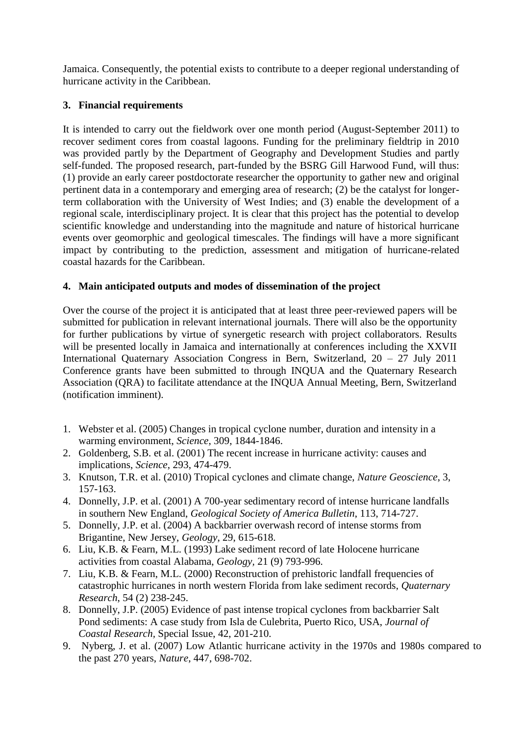Jamaica. Consequently, the potential exists to contribute to a deeper regional understanding of hurricane activity in the Caribbean.

## 3. Financial requirements

It is intended to carry out the fieldwork over one month period (August-September 2011) to recover sediment cores from coastal lagoons. Funding for the preliminary fieldtrip in 2010 was provided partly by the Department of Geography and Development Studies and partly self-funded. The proposed research, part-funded by the BSRG Gill Harwood Fund, will thus: (1) provide an early career postdoctorate researcher the opportunity to gather new and original pertinent data in a contemporary and emerging area of research; (2) be the catalyst for longer-term collaboration with the University of West Indies; and (3) enable the development of a regional scale, interdisciplinary project. It is clear that this project has the potential to develop scientific knowledge and understanding into the magnitude and nature of historical hurricane events over geomorphic and geological timescales. The findings will have a more significant impact by contributing to the prediction, assessment and mitigation of hurricane-related coastal hazards for the Caribbean.

## 4. Main anticipated outputs and modes of dissemination of the project

Over the course of the project it is anticipated that at least three peer-reviewed papers will be submitted for publication in relevant international journals. There will also be the opportunity for further publications by virtue of synergetic research with project collaborators. Results will be presented locally in Jamaica and internationally at conferences including the XXVII International Quaternary Association Congress in Bern, Switzerland, 20 – 27 July 2011 Conference grants have been submitted to through INQUA and the Quaternary Research Association (QRA) to facilitate attendance at the INQUA Annual Meeting, Bern, Switzerland (notification imminent).

1. Webster et al. (2005) Changes in tropical cyclone number, duration and intensity in a warming environment, *Science*, 309, 1844-1846.
2. Goldenberg, S.B. et al. (2001) The recent increase in hurricane activity: causes and implications, *Science*, 293, 474-479.
3. Knutson, T.R. et al. (2010) Tropical cyclones and climate change, *Nature Geoscience*, 3, 157-163.
4. Donnelly, J.P. et al. (2001) A 700-year sedimentary record of intense hurricane landfalls in southern New England, *Geological Society of America Bulletin*, 113, 714-727.
5. Donnelly, J.P. et al. (2004) A backbarrier overwash record of intense storms from Brigantine, New Jersey, *Geology*, 29, 615-618.
6. Liu, K.B. & Fearn, M.L. (1993) Lake sediment record of late Holocene hurricane activities from coastal Alabama, *Geology*, 21 (9) 793-996.
7. Liu, K.B. & Fearn, M.L. (2000) Reconstruction of prehistoric landfall frequencies of catastrophic hurricanes in north western Florida from lake sediment records, *Quaternary Research*, 54 (2) 238-245.
8. Donnelly, J.P. (2005) Evidence of past intense tropical cyclones from backbarrier Salt Pond sediments: A case study from Isla de Culebrita, Puerto Rico, USA, *Journal of Coastal Research*, Special Issue, 42, 201-210.
9. Nyberg, J. et al. (2007) Low Atlantic hurricane activity in the 1970s and 1980s compared to the past 270 years, *Nature*, 447, 698-702.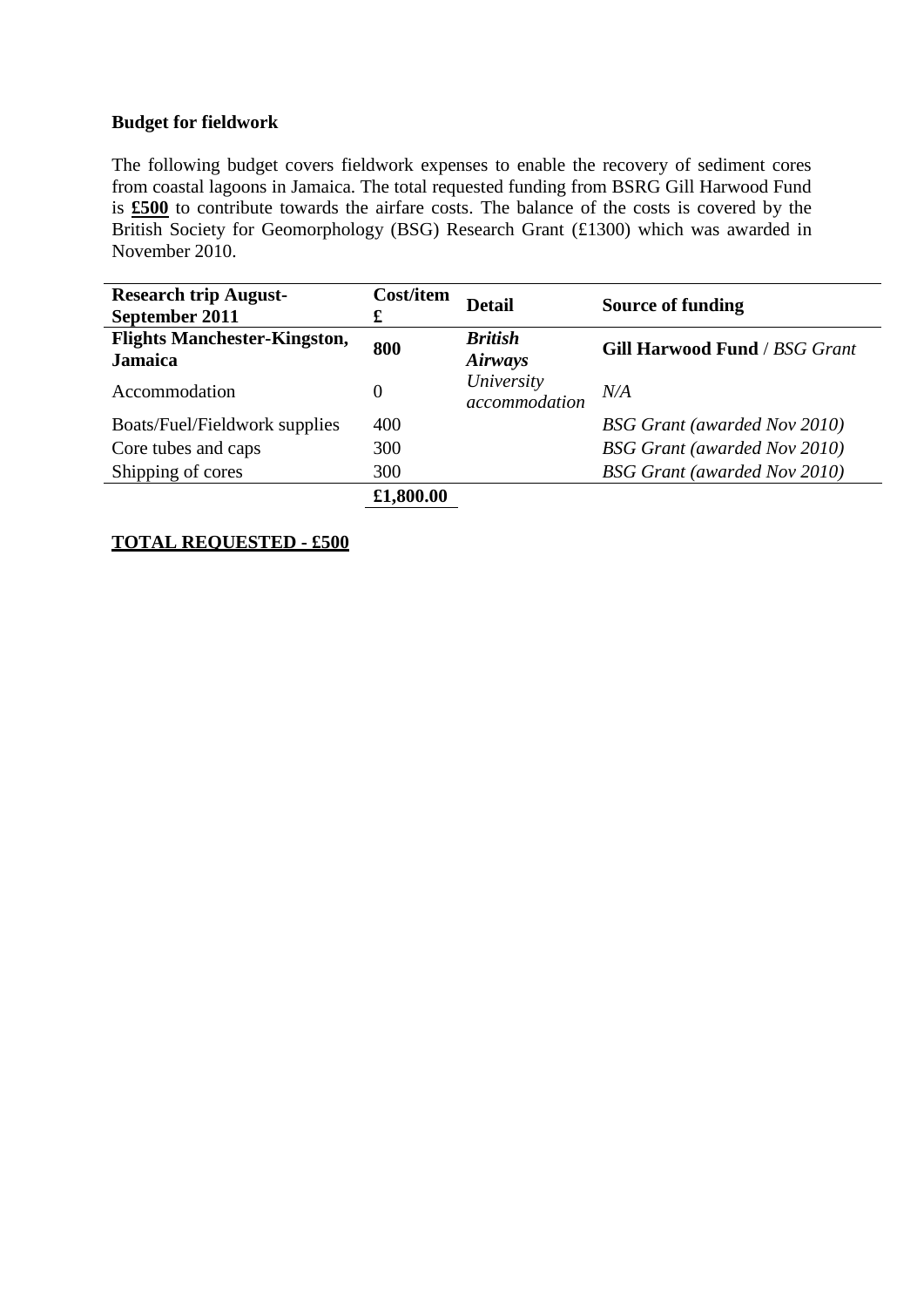**Budget for fieldwork**

The following budget covers fieldwork expenses to enable the recovery of sediment cores from coastal lagoons in Jamaica. The total requested funding from BSRG Gill Harwood Fund is **£500** to contribute towards the airfare costs. The balance of the costs is covered by the British Society for Geomorphology (BSG) Research Grant (£1300) which was awarded in November 2010.

| **Research trip August-September 2011** | **Cost/item £** | **Detail** | **Source of funding** |
|---|---|---|---|
| **Flights Manchester-Kingston, Jamaica** | **800** | ***British Airways*** | **Gill Harwood Fund** / *BSG Grant* |
| Accommodation | 0 | *University accommodation* | *N/A* |
| Boats/Fuel/Fieldwork supplies | 400 | | *BSG Grant (awarded Nov 2010)* |
| Core tubes and caps | 300 | | *BSG Grant (awarded Nov 2010)* |
| Shipping of cores | 300 | | *BSG Grant (awarded Nov 2010)* |
| | **£1,800.00** | | |

**TOTAL REQUESTED - £500**